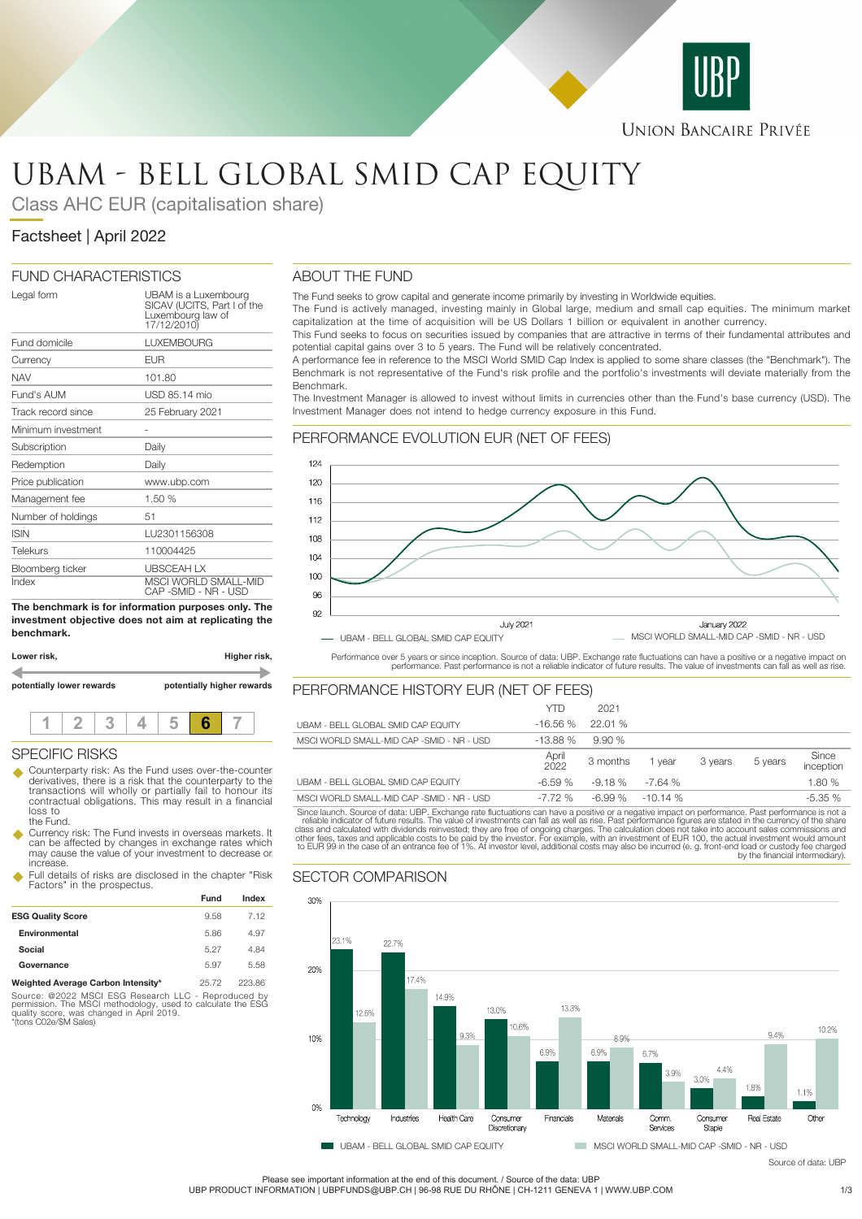# UBAM - BELL GLOBAL SMID CAP EQUITY

Class AHC EUR (capitalisation share)

Factsheet | April 2022

## FUND CHARACTERISTICS

| | |
|---|---|
| Legal form | UBAM is a Luxembourg SICAV (UCITS, Part I of the Luxembourg law of 17/12/2010) |
| Fund domicile | LUXEMBOURG |
| Currency | EUR |
| NAV | 101.80 |
| Fund's AUM | USD 85.14 mio |
| Track record since | 25 February 2021 |
| Minimum investment | - |
| Subscription | Daily |
| Redemption | Daily |
| Price publication | www.ubp.com |
| Management fee | 1.50 % |
| Number of holdings | 51 |
| ISIN | LU2301156308 |
| Telekurs | 110004425 |
| Bloomberg ticker | UBSCEAH LX |
| Index | MSCI WORLD SMALL-MID CAP -SMID - NR - USD |

**The benchmark is for information purposes only. The investment objective does not aim at replicating the benchmark.**

**Lower risk,** — **Higher risk,**

**potentially lower rewards** — **potentially higher rewards**

| 1 | 2 | 3 | 4 | 5 | **6** | 7 |
|---|---|---|---|---|---|---|

## SPECIFIC RISKS

- Counterparty risk: As the Fund uses over-the-counter derivatives, there is a risk that the counterparty to the transactions will wholly or partially fail to honour its contractual obligations. This may result in a financial loss to the Fund.
- Currency risk: The Fund invests in overseas markets. It can be affected by changes in exchange rates which may cause the value of your investment to decrease or increase.
- Full details of risks are disclosed in the chapter "Risk Factors" in the prospectus.

| | Fund | Index |
|---|---|---|
| **ESG Quality Score** | 9.58 | 7.12 |
| **Environmental** | 5.86 | 4.97 |
| **Social** | 5.27 | 4.84 |
| **Governance** | 5.97 | 5.58 |
| **Weighted Average Carbon Intensity*** | 25.72 | 223.86 |

Source: @2022 MSCI ESG Research LLC - Reproduced by permission. The MSCI methodology, used to calculate the ESG quality score, was changed in April 2019.
*(tons C02e/$M Sales)

## ABOUT THE FUND

The Fund seeks to grow capital and generate income primarily by investing in Worldwide equities.
The Fund is actively managed, investing mainly in Global large, medium and small cap equities. The minimum market capitalization at the time of acquisition will be US Dollars 1 billion or equivalent in another currency.
This Fund seeks to focus on securities issued by companies that are attractive in terms of their fundamental attributes and potential capital gains over 3 to 5 years. The Fund will be relatively concentrated.
A performance fee in reference to the MSCI World SMID Cap Index is applied to some share classes (the "Benchmark"). The Benchmark is not representative of the Fund's risk profile and the portfolio's investments will deviate materially from the Benchmark.
The Investment Manager is allowed to invest without limits in currencies other than the Fund's base currency (USD). The Investment Manager does not intend to hedge currency exposure in this Fund.

## PERFORMANCE EVOLUTION EUR (NET OF FEES)

— UBAM - BELL GLOBAL SMID CAP EQUITY — MSCI WORLD SMALL-MID CAP -SMID - NR - USD

Performance over 5 years or since inception. Source of data: UBP. Exchange rate fluctuations can have a positive or a negative impact on performance. Past performance is not a reliable indicator of future results. The value of investments can fall as well as rise.

## PERFORMANCE HISTORY EUR (NET OF FEES)

| | YTD | 2021 |
|---|---|---|
| UBAM - BELL GLOBAL SMID CAP EQUITY | -16.56 % | 22.01 % |
| MSCI WORLD SMALL-MID CAP -SMID - NR - USD | -13.88 % | 9.90 % |

| | April 2022 | 3 months | 1 year | 3 years | 5 years | Since inception |
|---|---|---|---|---|---|---|
| UBAM - BELL GLOBAL SMID CAP EQUITY | -6.59 % | -9.18 % | -7.64 % | | | 1.80 % |
| MSCI WORLD SMALL-MID CAP -SMID - NR - USD | -7.72 % | -6.99 % | -10.14 % | | | -5.35 % |

Since launch. Source of data: UBP. Exchange rate fluctuations can have a positive or a negative impact on performance. Past performance is not a reliable indicator of future results. The value of investments can fall as well as rise. Past performance figures are stated in the currency of the share class and calculated with dividends reinvested; they are free of ongoing charges. The calculation does not take into account sales commissions and other fees, taxes and applicable costs to be paid by the investor. For example, with an investment of EUR 100, the actual investment would amount to EUR 99 in the case of an entrance fee of 1%. At investor level, additional costs may also be incurred (e. g. front-end load or custody fee charged by the financial intermediary).

## SECTOR COMPARISON

| Sector | UBAM - BELL GLOBAL SMID CAP EQUITY | MSCI WORLD SMALL-MID CAP -SMID - NR - USD |
|---|---|---|
| Technology | 23.1% | 12.6% |
| Industries | 22.7% | 17.4% |
| Health Care | 14.9% | 9.3% |
| Consumer Discretionary | 13.0% | 10.6% |
| Financials | 6.9% | 13.3% |
| Materials | 6.9% | 8.9% |
| Comm. Services | 6.7% | 3.9% |
| Consumer Staple | 3.0% | 4.4% |
| Real Estate | 1.8% | 9.4% |
| Other | 1.1% | 10.2% |

Source of data: UBP

Please see important information at the end of this document. / Source of the data: UBP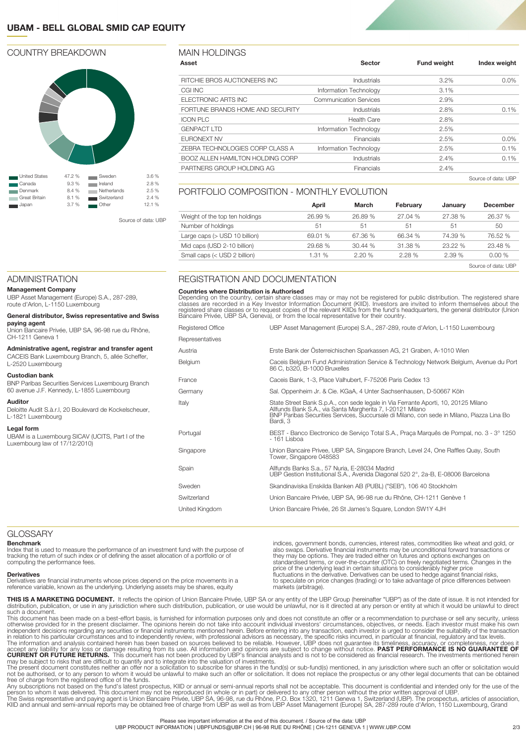# UBAM - BELL GLOBAL SMID CAP EQUITY

## COUNTRY BREAKDOWN

| Country | Weight | Country | Weight |
|---|---|---|---|
| United States | 47.2 % | Sweden | 3.6 % |
| Canada | 9.3 % | Ireland | 2.8 % |
| Denmark | 8.4 % | Netherlands | 2.5 % |
| Great Britain | 8.1 % | Switzerland | 2.4 % |
| Japan | 3.7 % | Other | 12.1 % |

Source of data: UBP

## MAIN HOLDINGS

| Asset | Sector | Fund weight | Index weight |
|---|---|---|---|
| RITCHIE BROS AUCTIONEERS INC | Industrials | 3.2% | 0.0% |
| CGI INC | Information Technology | 3.1% | |
| ELECTRONIC ARTS INC | Communication Services | 2.9% | |
| FORTUNE BRANDS HOME AND SECURITY | Industrials | 2.8% | 0.1% |
| ICON PLC | Health Care | 2.8% | |
| GENPACT LTD | Information Technology | 2.5% | |
| EURONEXT NV | Financials | 2.5% | 0.0% |
| ZEBRA TECHNOLOGIES CORP CLASS A | Information Technology | 2.5% | 0.1% |
| BOOZ ALLEN HAMILTON HOLDING CORP | Industrials | 2.4% | 0.1% |
| PARTNERS GROUP HOLDING AG | Financials | 2.4% | |

Source of data: UBP

## PORTFOLIO COMPOSITION - MONTHLY EVOLUTION

| | April | March | February | January | December |
|---|---|---|---|---|---|
| Weight of the top ten holdings | 26.99 % | 26.89 % | 27.04 % | 27.38 % | 26.37 % |
| Number of holdings | 51 | 51 | 51 | 51 | 50 |
| Large caps (> USD 10 billion) | 69.01 % | 67.36 % | 66.34 % | 74.39 % | 76.52 % |
| Mid caps (USD 2-10 billion) | 29.68 % | 30.44 % | 31.38 % | 23.22 % | 23.48 % |
| Small caps (< USD 2 billion) | 1.31 % | 2.20 % | 2.28 % | 2.39 % | 0.00 % |

Source of data: UBP

## ADMINISTRATION

**Management Company**
UBP Asset Management (Europe) S.A., 287-289, route d'Arlon, L-1150 Luxembourg

**General distributor, Swiss representative and Swiss paying agent**
Union Bancaire Privée, UBP SA, 96-98 rue du Rhône, CH-1211 Geneva 1

**Administrative agent, registrar and transfer agent**
CACEIS Bank Luxembourg Branch, 5, allée Scheffer, L-2520 Luxembourg

**Custodian bank**
BNP Paribas Securities Services Luxembourg Branch
60 avenue J.F. Kennedy, L-1855 Luxembourg

**Auditor**
Deloitte Audit S.à.r.l, 20 Boulevard de Kockelscheuer, L-1821 Luxembourg

**Legal form**
UBAM is a Luxembourg SICAV (UCITS, Part I of the Luxembourg law of 17/12/2010)

## REGISTRATION AND DOCUMENTATION

**Countries where Distribution is Authorised**
Depending on the country, certain share classes may or may not be registered for public distribution. The registered share classes are recorded in a Key Investor Information Document (KIID). Investors are invited to inform themselves about the registered share classes or to request copies of the relevant KIIDs from the fund's headquarters, the general distributor (Union Bancaire Privée, UBP SA, Geneva), or from the local representative for their country.

| | |
|---|---|
| Registered Office | UBP Asset Management (Europe) S.A., 287-289, route d'Arlon, L-1150 Luxembourg |
| Representatives | |
| Austria | Erste Bank der Österreichischen Sparkassen AG, 21 Graben, A-1010 Wien |
| Belgium | Caceis Belgium Fund Administration Service & Technology Network Belgium, Avenue du Port 86 C, b320, B-1000 Bruxelles |
| France | Caceis Bank, 1-3, Place Valhubert, F-75206 Paris Cedex 13 |
| Germany | Sal. Oppenheim Jr. & Cie. KGaA, 4 Unter Sachsenhausen, D-50667 Köln |
| Italy | State Street Bank S.p.A., con sede legale in Via Ferrante Aporti, 10, 20125 Milano<br>Allfunds Bank S.A., via Santa Margherita 7, I-20121 Milano<br>BNP Paribas Securities Services, Succursale di Milano, con sede in Milano, Piazza Lina Bo Bardi, 3 |
| Portugal | BEST - Banco Electronico de Serviço Total S.A., Praça Marquês de Pompal, no. 3 - 3° 1250 - 161 Lisboa |
| Singapore | Union Bancaire Privee, UBP SA, Singapore Branch, Level 24, One Raffles Quay, South Tower, Singapore 048583 |
| Spain | Allfunds Banks S.a., 57 Nuria, E-28034 Madrid<br>UBP Gestion Institutional S.A., Avenida Diagonal 520 2°, 2a-B, E-08006 Barcelona |
| Sweden | Skandinaviska Enskilda Banken AB (PUBL) ("SEB"), 106 40 Stockholm |
| Switzerland | Union Bancaire Privée, UBP SA, 96-98 rue du Rhône, CH-1211 Genève 1 |
| United Kingdom | Union Bancaire Privée, 26 St James's Square, London SW1Y 4JH |

## GLOSSARY

**Benchmark**
Index that is used to measure the performance of an investment fund with the purpose of tracking the return of such index or of defining the asset allocation of a portfolio or of computing the performance fees.

**Derivatives**
Derivatives are financial instruments whose prices depend on the price movements in a reference variable, known as the underlying. Underlying assets may be shares, equity indices, government bonds, currencies, interest rates, commodities like wheat and gold, or also swaps. Derivative financial instruments may be unconditional forward transactions or they may be options. They are traded either on futures and options exchanges on standardised terms, or over-the-counter (OTC) on freely negotiated terms. Changes in the price of the underlying lead in certain situations to considerably higher price fluctuations in the derivative. Derivatives can be used to hedge against financial risks, to speculate on price changes (trading) or to take advantage of price differences between markets (arbitrage).

**THIS IS A MARKETING DOCUMENT.** It reflects the opinion of Union Bancaire Privée, UBP SA or any entity of the UBP Group (hereinafter "UBP") as of the date of issue. It is not intended for distribution, publication, or use in any jurisdiction where such distribution, publication, or use would be unlawful, nor is it directed at any person or entity at which it would be unlawful to direct such a document.
This document has been made on a best-effort basis, is furnished for information purposes only and does not constitute an offer or a recommendation to purchase or sell any security, unless otherwise provided for in the present disclaimer. The opinions herein do not take into account individual investors' circumstances, objectives, or needs. Each investor must make his own independent decisions regarding any securities or financial instruments mentioned herein. Before entering into any transaction, each investor is urged to consider the suitability of the transaction in relation to his particular circumstances and to independently review, with professional advisors as necessary, the specific risks incurred, in particular at financial, regulatory and tax levels.
The information and analysis contained herein has been based on sources believed to be reliable. However, UBP does not guarantee its timeliness, accuracy, or completeness, nor does it accept any liability for any loss or damage resulting from its use. All information and opinions are subject to change without notice. **PAST PERFORMANCE IS NO GUARANTEE OF CURRENT OR FUTURE RETURNS.** This document has not been produced by UBP's financial analysts and is not to be considered as financial research. The investments mentioned herein may be subject to risks that are difficult to quantify and to integrate into the valuation of investments.
The present document constitutes neither an offer nor a solicitation to subscribe for shares in the fund(s) or sub-fund(s) mentioned, in any jurisdiction where such an offer or solicitation would not be authorised, or to any person to whom it would be unlawful to make such an offer or solicitation. It does not replace the prospectus or any other legal documents that can be obtained free of charge from the registered office of the funds.
Any subscriptions not based on the fund's latest prospectus, KIID or annual or semi-annual reports shall not be acceptable. This document is confidential and intended only for the use of the person to whom it was delivered. This document may not be reproduced (in whole or in part) or delivered to any other person without the prior written approval of UBP.
The Swiss representative and paying agent is Union Bancaire Privée, UBP SA, 96-98, rue du Rhône, P.O. Box 1320, 1211 Geneva 1, Switzerland (UBP). The prospectus, articles of association, KIID and annual and semi-annual reports may be obtained free of charge from UBP as well as from UBP Asset Management (Europe) SA, 287-289 route d'Arlon, 1150 Luxembourg, Grand

Please see important information at the end of this document. / Source of the data: UBP
UBP PRODUCT INFORMATION | UBPFUNDS@UBP.CH | 96-98 RUE DU RHÔNE | CH-1211 GENEVA 1 | WWW.UBP.COM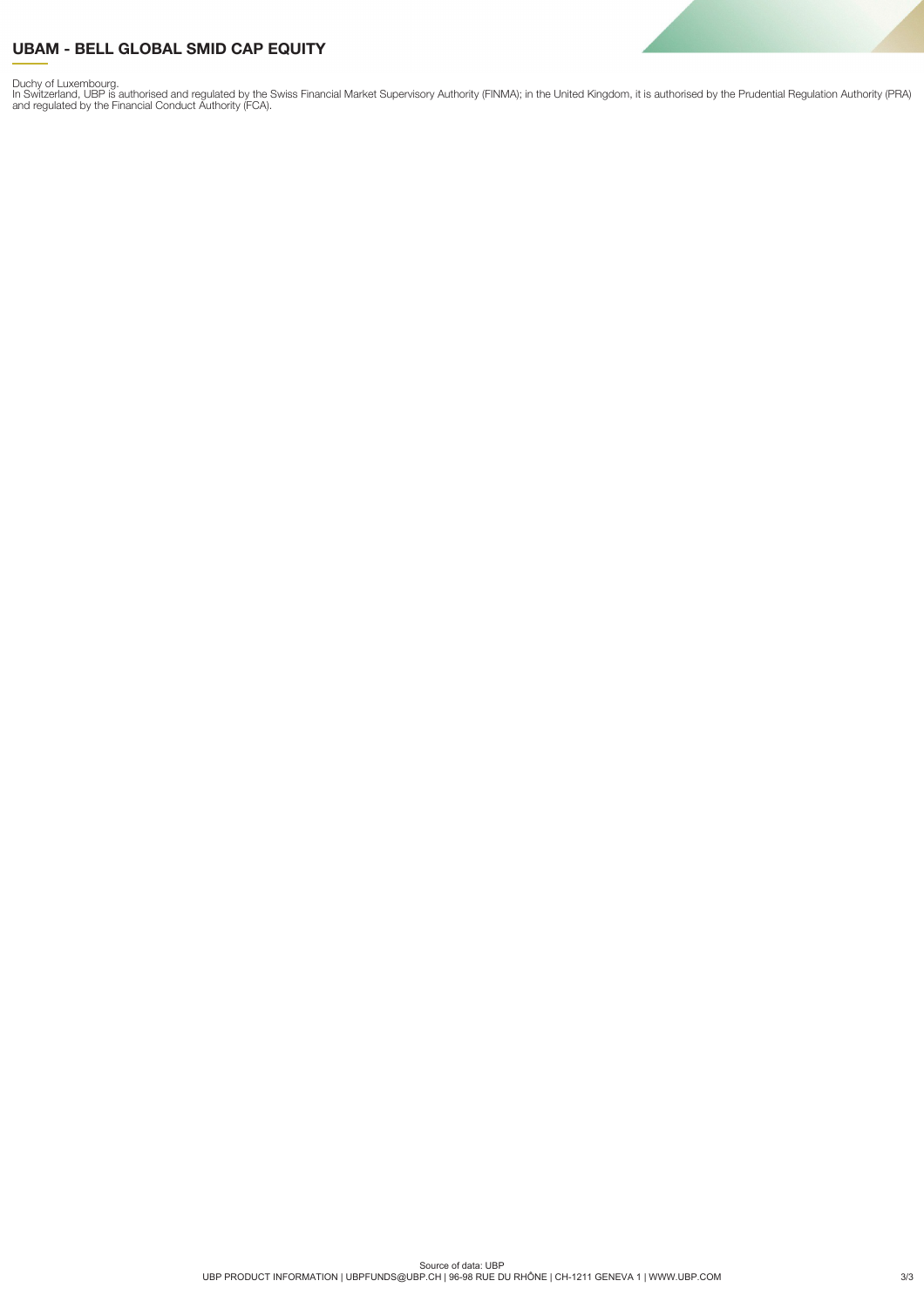Duchy of Luxembourg.
In Switzerland, UBP is authorised and regulated by the Swiss Financial Market Supervisory Authority (FINMA); in the United Kingdom, it is authorised by the Prudential Regulation Authority (PRA) and regulated by the Financial Conduct Authority (FCA).

Source of data: UBP